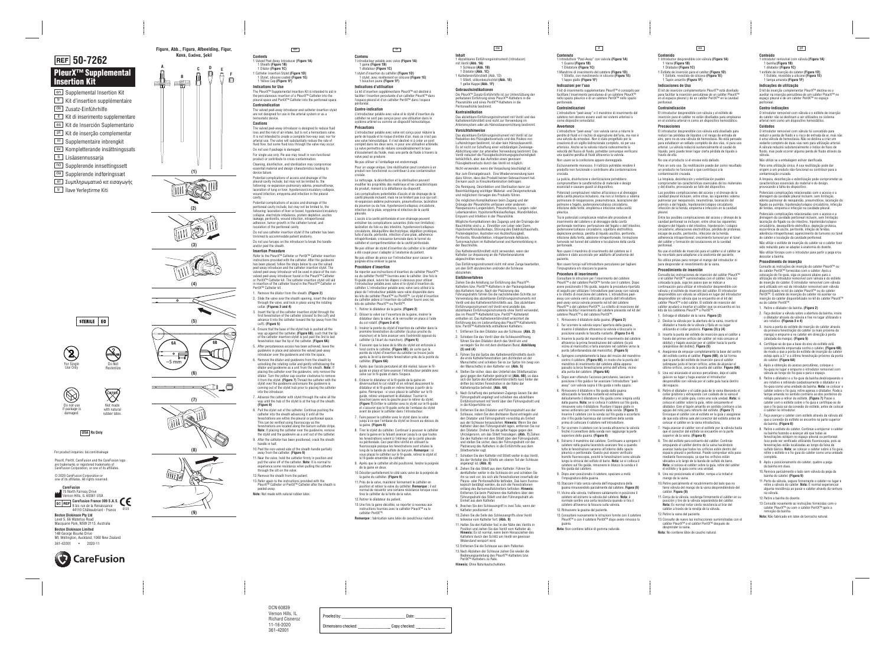# REF 50-7262

# PleurX™ Supplemental Insertion Kit

- en Supplemental Insertion Kit
- fr Kit d'insertion supplémentaire
- de Zusatz-Einführhilfe
- it Kit di inserimento supplementare
- es Kit de Inserción Suplementario
- pt Kit de inserção complementar
- nl Supplementaire inbrengkit
- sv Kompletterande insättningssats
- fi Lisäsennussarja
- no Supplerende innsettingssett
- da Supplerende indføringssæt
- el Συμπληρωματικό κιτ εισαγωγής
- tr İlave Yerleştirme Kiti

STERILE EO

For Single Use Only

Do Not Resterilize

Do not use if package is damaged.

Not made with natural rubber latex.

USA Rx Only

For product inquiries: bd.com/drainage

PleurX, PeritX, CareFusion and the CareFusion logo are trademarks or registered trademarks of CareFusion Corporation, or one of its affiliates.

© 2020 CareFusion Corporation or one of its affiliates. All rights reserved.

CareFusion
75 North Fairway Drive
Vernon Hills, IL 60061 USA

EC REP CareFusion France 309 S.A.S.
6 bis rue de la Renaissance
44110 Châteaubriant - France

0123

Boston Dickinson Pty Ltd
Level 5, 66 Waterloo Road
Macquarie Park, NSW 2113, Australia

Boston Dickinson Limited
14B George Bourke Drive
Mt. Wellington, Auckland, 1060 New Zealand

361-42001 • 2020-11

CareFusion

Figure, Abb., Figura, Afbeelding, Figur, Kuva, Εικόνα, Şekil

A B C D E F

(1) (2) (3) (4) (5) (6A) (6B) ~5 mm (7) (8) (9)

## en

### Contents
1 Valved Peel-Away Introducer (Figure 1A)
 1 Sheath (Figure 1B)
 1 Dilator (Figure 1C)
1 Catheter Insertion Stylet (Figure 1D)
 1 Stylet, silicone coated (Figure 1E)
 1 Yellow Cap (Figure 1F)

### Indications for Use
The PleurX™ Supplemental Insertion Kit is intended to aid in the percutaneous insertion of a PleurX™ Catheter into the pleural space and PeritX™ Catheter into the peritoneal space.

### Contraindication
The valved peel-away introducer and catheter insertion stylet are not designed for use in the arterial system or as a hemostatic device.

### Cautions
The valved peel-away introducer is designed to reduce fluid loss and the risk of air intake, but is not a hemostasis valve. It is not intended to create a complete two-way seal, nor for arterial use. The valve will substantially reduce the rate of fluid flow, but some fluid loss through the valve may occur.

Do not use if package is damaged.

For single use only. Re-use may result in non-functional product or contribute to cross-contamination.

Cleaning, disinfection, and sterilization may compromise essential material and design characteristics leading to device failure.

Potential complications of access and drainage of the pleural cavity include, but may not be limited to, the following: re-expansion pulmonary edema, pneumothorax, laceration of lung or liver, hypotension/circulatory collapse, wound infection, empyema and infection in the pleural cavity.

Potential complications of access and drainage of the peritoneal cavity include, but may not be limited to, the following: laceration of liver or bowel, hypotension/circulatory collapse, electrolyte imbalance, protein depletion, ascites leakage, peritonitis, wound infection, intraperitoneal adhesion, tumor growth in the catheter tunnel, and loculation of the peritoneal cavity.

Do not use catheter insertion stylet if the catheter has been trimmed to accommodate patient anatomy.

Do not use forceps on the introducer to break the handle and/or peel the sheath.

### Insertion Procedure
Refer to the PleurX™ Catheter or PeritX™ Catheter insertion instructions provided with the catheter. After the guidewire has been placed, follow the steps below to use the valved peel-away introducer and the catheter insertion stylet. The valved peel-away introducer will be used in place of the non-valved peel-away introducer found in the PleurX™ Catheter or PeritX™ Catheter kit. The catheter insertion stylet will aid in insertion of the catheter found in the PleurX™ Catheter or PeritX™ Catheter kit.

1. Remove the dilator from the sheath. (Figure 2)
2. Slide the valve over the sheath opening, insert the dilator through the valve, and lock in place using the rotating collar. (Figures 3 and 4)
3. Insert the tip of the catheter insertion stylet through the first fenestration of the catheter (closest to the cuff) and advance it into the catheter toward the tip (away from the cuff). (Figure 5)
4. Ensure that the base of the stylet hub is pushed all the way up against the catheter, (Figure 6B), such that the tip of the catheter insertion stylet is just past the 3rd to last fenestration near the tip of the catheter. (Figure 6A)
5. After percutaneous access has been achieved, leave the guidewire in place and advance the valved peel-away introducer over the guidewire and into the space.
6. Remove the dilator and guidewire from the sheath by unlocking the rotating collar and gently withdrawing the dilator and guidewire as a unit from the sheath. Note: If placing the catheter over the guidewire, only remove the dilator. Turn the yellow cap counter clockwise to remove it from the stylet. (Figure 7) Thread the catheter with the stylet over the guidewire and ensure the guidewire is coming out of the stylet hub prior to placing the catheter into the introducer.
7. Advance the catheter with stylet through the valve all the way until the hub of the stylet is at the top of the sheath. (Figure 8)
8. Pull the stylet out of the catheter. Continue pushing the catheter into the sheath advancing it until all the fenestrations are within the pleural or peritoneal space. This can be verified using fluoroscopy as the fenestrations are located along the barium sulfate stripe. Note: If placing the catheter over the guidewire, remove the stylet and the guidewire as a unit out of the catheter.
9. After the catheter has been positioned, crack the sheath handle in half.
10. Peel the non-valved side of the sheath handle partially away from the catheter. (Figure 9)
11. Near the valve, hold the catheter firmly in position and pull the valve off of the catheter. Note: It is normal to experience some resistance when pulling the catheter through the slit on the valve.
12. Remove the sheath from the patient.
13. Refer again to the instructions provided with the PleurX™ Catheter or PeritX™ Catheter after the sheath is peeled-away.

Note: Not made with natural rubber latex.

## fr

### Contenu
1 introducteur pelable avec valve (Figure 1A)
 1 gaine (Figure 1B)
 1 dilatateur (Figure 1C)
1 stylet d'insertion du cathéter (Figure 1D)
 1 stylet, avec revêtement en silicone (Figure 1E)
 1 bouchon jaune (Figure 1F)

### Indications d'utilisation
Le kit d'insertion supplémentaire PleurX™ est destiné à faciliter l'insertion percutanée d'un cathéter PleurX™ dans l'espace pleural et d'un cathéter PeritX™ dans l'espace péritonéal.

### Contre-indication
L'introducteur pelable avec valve et le stylet d'insertion du cathéter ne sont pas conçus pour une utilisation dans le système artériel ou comme un dispositif hémostatique.

### Précautions
L'introducteur pelable avec valve est conçu pour réduire la perte de liquide et le risque d'entrée d'air, mais ce n'est pas une valve hémostatique. Il n'est destiné ni à créer un joint complet dans les deux sens, ni pour une utilisation artérielle. La valve permettra de réduire considérablement le taux d'écoulement du fluide, mais une perte de fluide à travers la valve peut se produire.

Ne pas utiliser si l'emballage est endommagé.

Pour un usage unique. Une réutilisation peut conduire à un produit non fonctionnel ou contribuer à une contamination croisée.

Le nettoyage, la désinfection et la stérilisation peuvent modifier les propriétés des matériaux et les caractéristiques du produit, menant à la défaillance du dispositif.

Les complications potentielles d'accès et de drainage de la cavité pleurale incluent, mais ne se limitent pas à ce qui suit : ré-expansion œdème pulmonaire, pneumothorax, lacération du poumon ou du foie, hypotension/collapsus circulatoire, infection de la plaie, empyème et infection de la cavité pleurale.

L'accès à la cavité péritonéale et son drainage peuvent entraîner les complications suivantes (liste non limitative) : lacération du foie ou des intestins, hypotension/collapsus circulatoire, déséquilibre électrolytique, déplétion protéique, fuite d'ascite, péritonite, infection d'une plaie, adhérence intrapéritonéale, croissance tumorale dans le tunnel du cathéter et compartimentation de la cavité péritonéale.

Ne pas utiliser de stylet d'insertion du cathéter si le cathéter a été coupé pour s'adapter à l'anatomie du patient.

Ne pas utiliser de pince sur l'introducteur pour casser la poignée et/ou retirer la gaine.

### Procédure d'insertion
Se reporter aux instructions d'insertion du cathéter PleurX™ ou du cathéter PeritX™ fournies avec le cathéter. Une fois le fil-guide placé, suivre les étapes ci-dessous pour utiliser l'introducteur pelable avec valve et le stylet d'insertion du cathéter. L'introducteur pelable avec valve sera utilisé à la place de l'introducteur pelable sans valve disponible dans les kits de cathéter PleurX™ ou PeritX™. Le stylet d'insertion du cathéter aidera à l'insertion du cathéter fourni avec les kits de cathéter PleurX™ ou PeritX™.

1. Retirer le dilatateur de la gaine. (Figure 2)
2. Glisser la valve sur l'ouverture de la gaine, insérer le dilatateur dans la valve, et le verrouiller en place à l'aide du col rotatif. (Figures 3 et 4)
3. Insérer la pointe du stylet d'insertion du cathéter dans la première fenestration du cathéter (la plus proche du manchon) et la faire avancer vers l'extrémité opposé du cathéter (à l'écart du manchon). (Figure 5)
4. S'assurer que la base de la tête du stylet est enfoncée à fond contre le cathéter, (Figure 6B), de sorte que la pointe du stylet d'insertion du cathéter se trouve juste après la 3e et la dernière fenestration près de la pointe du cathéter. (Figure 6A)
5. Après que l'accès percutané ait été réalisé, laisser le fil-guide en place et faire avancer l'introducteur pelable avec valve sur le fil-guide et dans l'espace.
6. Enlever le dilatateur et le fil-guide de la gaine en déverrouillant le col rotatif et en retirant doucement le dilatateur et le fil-guide en même temps à partir de la gaine. Remarque : si vous placez le cathéter sur le fil-guide, retirez uniquement le dilatateur. Tournez le bouchon jaune vers la gauche pour le retirer du stylet. (Figure 7) Enfiler le cathéter avec le stylet sur le fil-guide et s'assurer que le fil-guide sorte de l'embase du stylet avant de placer le cathéter dans l'introducteur.
7. Faire passer le cathéter avec le stylet dans la valve jusqu'à ce que l'embase du stylet se trouve au-dessus de la gaine. (Figure 8)
8. Tirer le stylet du cathéter. Continuer à pousser le cathéter dans la gaine en le faisant avancer jusqu'à ce que toutes les fenestrations soient à l'intérieur de la cavité pleurale ou péritonéale. Ceci peut être vérifié en utilisant la fluoroscopie puisque les fenestrations sont situées le long de la bande de sulfate de baryum. Remarque : si vous placez le cathéter sur le fil-guide, retirez le stylet et le fil-guide ensemble du cathéter.
9. Après que le cathéter ait été positionné, fendre la poignée de la gaine en deux.
10. Décoller partiellement le côté sans valve de la poignée de la gaine du cathéter. (Figure 9)
11. Près de la valve, maintenir fermement le cathéter en position et retirer la valve du cathéter. Remarque : il est normal de ressentir une certaine résistance lorsque vous tirez le cathéter de la fente de la valve.
12. Retirer le dilatateur du patient.
13. Une fois la gaine décollée, se reporter à nouveau aux instructions fournies avec le cathéter PleurX™ ou le cathéter PeritX™.

Remarque : fabrication sans latex de caoutchouc naturel.

## de

### Inhalt
1 Abziehbares Einführungsinstrument (Introducer) mit Ventil (Abb. 1A)
 1 Schleuse (Abb. 1B)
 1 Dilatator (Abb. 1C)
1 Kathetereinführstilett (Abb. 1D)
 1 Stilett, silikonbeschichtet (Abb. 1E)
 1 gelbe Kappe (Abb. 1F)

### Gebrauchsindikationen
Die PleurX™-Zusatz-Einführhilfe ist zur Unterstützung der perkutanen Einführung eines PleurX™-Katheters in die Pleurahöhle und eines PeritX™-Katheters in die Peritonealhöhle bestimmt.

### Kontraindikation
Das abziehbare Einführungsinstrument mit Ventil und das Kathetereinführstilett sind nicht zur Verwendung im Arteriensystem oder als Hämostaseeinrichtung bestimmt.

### Vorsichtshinweise
Das abziehbare Einführungsinstrument mit Ventil ist zur Reduktion des Flüssigkeitsverlusts und des Risikos von Luftansaugen bestimmt, ist aber kein Hämostaseventil. Es ist nicht zur Schaffung einer vollständigen Zweiwege-Abdichtung oder zur arteriellen Verwendung bestimmt. Das Ventil reduziert die Flüssigkeitsströmungsgeschwindigkeit beträchtlich, aber das Auftreten eines gewissen Flüssigkeitsverlusts durch das Ventil ist möglich.

Nicht verwenden, wenn die Verpackung beschädigt ist.

Nur zum Einmalgebrauch. Eine Wiederverwendung kann dazu führen, dass das Produkt keinen Gebrauchswert hat. Sie kann auch zu Kreuzkontamination beitragen.

Die Reinigung, Desinfektion und Sterilisation kann zur Beeinträchtigung wichtiger Material- und Designmerkmale und möglichem Versagen des Produkts führen.

Die möglichen Komplikationen beim Zugang und der Drainage der Pleurahöhle umfassen unter anderem: Reexpansions-Lungenödem, Pneumothorax, Lungen- oder Leberlazeration, Hypotonie/Kreislaufkollaps, Wundinfektion, Empyem und Infektion in der Pleurahöhle.

Mögliche Komplikationen des Zugangs und der Drainage der Bauchhöhle sind u. a.: Einrisse von Leber oder Darm, Hypotonie/Kreislaufkollaps, Störung des Elektrolythaushalts, Proteindepletion, Austreten von Aszitesflüssigkeit, Peritonitis, Wundinfektion, intraperitoneale Adhäsion, Tumorwachstum im Kathetertunnel und Kammerbildung in der Bauchhöhle.

Das Kathetereinführstilett nicht verwenden, wenn der Katheter zur Anpassung an die Patientenanatomie abgeschnitten wurde.

Das Einführungsinstrument nicht mit einer Zange bearbeiten, um den Griff abzubrechen und/oder die Schleuse abzuziehen.

### Einführverfahren
Ziehen Sie die Anleitung zur Einführung des PleurX™-Katheters bzw. PeritX™-Katheters in der Packungsbeilage des Katheters heran. Nach der Platzierung des Führungsdrahts führen Sie die nachstehenden Schritte zur Verwendung des abziehbaren Einführungsinstruments mit Ventil und des Kathetereinführstiletts aus. Das abziehbare Einführungsinstrument mit Ventil wird anstelle des abziehbaren Einführungsinstruments ohne Ventil verwendet, das im PleurX™-Katheterkit bzw. PeritX™-Katheterkit enthalten ist. Das Kathetereinführstilett erleichtert die Einführung des im Lieferumfang des PleurX™-Katheterkits bzw. PeritX™-Katheterkits enthaltenen Katheters.

1. Entfernen Sie den Dilatator aus der Schleuse. (Abb. 2)
2. Schieben Sie das Ventil über die Schleusenöffnung, führen Sie den Dilatator durch das Ventil ein und verriegeln Sie ihn mit dem drehbaren Bund. Abbildung (3) und (4)
3. Führen Sie die Spitze des Kathetereinführstiletts durch die erste Katheterfenestration (am dichtesten an der Manschette) und schieben Sie zur Spitze hin (weg von der Manschette) in den Katheter vor. (Abb. 5)
4. Stellen Sie sicher, dass das Unterteil des Stilettansatzes ganz gegen den Katheter gedrückt ist (Abb. 6B), so dass sich die Spitze des Kathetereinführstiletts kurz hinter der dritten bis letzten Fenestration in der Nähe der Katheterspitze befindet. (Abb. 6A)
5. Nach Schaffung des perkutanen Zugangs lassen Sie den Führungsdraht angelegt und schieben das abziehbare Einführungsinstrument mit Ventil über den Führungsdraht und in die Körperhöhle vor.
6. Entfernen Sie den Dilatator und Führungsdraht aus der Schleuse, indem Sie den drehbaren Bund entriegeln und den Dilatator und Führungsdraht vorsichtig als Einheit aus der Schleuse herausziehen. Hinweis: Wenn Sie den Katheter über den Führungsdraht legen, entfernen Sie nur den Dilatator. Drehen Sie die gelbe Kappe gegen den Uhrzeigersinn, um das Stilett freizulegen. (Abb. 7) Ziehen Sie den Katheter mit dem Stilett über den Führungsdraht, und stellen Sie sicher, dass der Führungsdraht vor der Platzierung des Katheters in die Einführhilfe aus dem Stilettverteiler ragt.
7. Schieben Sie den Katheter mit Stilett weiter in das Ventil, bis der Verteiler des Stiletts am oberen Teil der Schleuse angelangt ist. (Abb. 8)
8. Ziehen Sie das Stilett aus dem Katheter. Führen Sie denKatheter weiter in die Schleuse ein und schieben Sie ihn so weit vor, bis sich alle Fenestrationen innerhalb der Pleura- oder Peritonealhöhle befinden. Das kann fluoroskopisch bestätigt werden, da sich die Fenestrationen entlang des Bariumsulfatstreifens befinden. Hinweis: Entfernen Sie beim Platzieren des Katheters über den Führungsdraht das Stilett und den Führungsdraht als Einheit aus dem Katheter.
9. Brechen Sie den Schleusengriff in zwei Teile, wenn der Katheter positioniert ist.
10. Ziehen Sie die Seite des Schleusengriffs ohne Ventil teilweise vom Katheter fort. (Abb. 9)
11. Halten Sie den Katheter fest in der Nähe des Ventils in Position und ziehen Sie das Ventil vom Katheter ab. Hinweis: Es ist normal, wenn beim Herausziehen des Katheters durch den Schlitz am Ventil ein gewisser Widerstand verspürt wird.
12. Entfernen Sie die Schleuse aus dem Patienten.
13. Nach Abziehen der Schleuse ziehen Sie wieder die Bedienungsanleitung des PleurX™-Katheters bzw. PeritX™-Katheters zu Rate.

Hinweis: Ohne Naturkautschuklatex.

## it

### Contenuto
1 Introduttore "Peel-Away" con valvola (Figura 1A)
 1 Guaina (Figura 1B)
 1 Dilatatore (Figura 1C)
1 Mandrino di inserimento del catetere (Figura 1D)
 1 Stiletto, con rivestimento in silicone (Figura 1E)
 1 tappo giallo (Figura 1F)

### Indicazioni per l'uso
Il kit di inserimento supplementare PleurX™ è concepito per facilitare l'inserimento percutaneo di un catetere PleurX™ nello spazio pleurico e di un catetere PeritX™ nello spazio peritoneale.

### Controindicazioni
L'introduttore "peel-away" e il mandrino di inserimento del catetere non devono essere usati nei sistemi arteriosi o come dispositivi emostatici.

### Avvertenze
L'introduttore "peel-away" con valvola serve a ridurre le perdite di fluidi e il rischio di aspirazione dell'aria, ma non è una valvola da emostasi. Non è stato progettato per la creazione di un sigillo bidirezionale completo, né per uso arterioso. Anche se la valvola riduce notevolmente la velocità del flusso di fluido, potrebbe comunque verificarsi una qualche perdita di fluidi attraverso la valvola.

Non usare se la confezione appare danneggiata.

Esclusivamente monouso. Il riutilizzo potrebbe rendere il prodotto non funzionale o contribuire alla contaminazione crociata.

La pulizia, disinfezione e sterilizzazione potrebbero compromettere le caratteristiche di materiale e design essenziali e causare guasti al dispositivo.

Potenziali complicazioni relative all'accesso e al drenaggio della cavità pleurica includono, ma non si limitano a: edema polmonare di riespansione, pneumotorace, lacerazione del polmone o fegato, ipotensione/collasso circolatorio, infezione della ferita, empiema e infezione nella cavità pleurica.

Tra le potenziali complicanze relative alle procedure di inserimento del catetere e al drenaggio della cavità peritoneale rientrano: perforazione del fegato o dell'intestino, ipotensione/collasso circolatorio, squilibrio elettrolitico, deplezione proteica, perdita di liquido ascitico, peritonite, infezione della ferita, adesione intraperitoneale, formazione tumorale nel tunnel del catetere e loculazione della cavità peritoneale.

Non usare il mandrino di inserimento del catetere se il catetere è stato accorciato per adattarlo all'anatomia del paziente.

Non usare forcipi sull'introduttore percutaneo per tagliare l'impugnatura e/o staccare la guaina.

### Procedura di inserimento
Consultare le istruzioni per l'inserimento del catetere PleurX™ o del catetere PeritX™ fornite con il catetere. Dopo avere posizionato il filo guida, seguire la procedura riportata di seguito per utilizzare l'introduttore peel-away con valvola e lo stiletto di inserzione del catetere. L'introduttore peel-away con valvola verrà utilizzato al posto dell'introduttore peel-away senza valvola presente nel kit del catetere PleurX™ o del catetere PeritX™. Lo stiletto di inserzione del catetere faciliterà l'inserimento del catetere presente nel kit del catetere PleurX™ o del catetere PeritX™.

1. Rimuovere il dilatatore dalla guaina. (Figura 2)
2. Far scorrere la valvola sopra l'apertura della guaina, inserire il dilatatore attraverso la valvola e bloccarlo in posizione usando la fascetta rotante. (Figura 3 e 4)
3. Inserire la punta del mandrino di inserimento del catetere attraverso la prima fenestrazione del catetere (la più vicina al manicotto) e farlo avanzare nel catetere verso la punta (allontanandola dal manicotto). (Figura 5)
4. Spingere completamente la base del mozzo del mandrino contro il catetere, (Figura 6B), in modo che la punta del mandrino di inserimento del catetere abbia appena passato la terza fenestrazione prima dell'ultima, vicino alla punta del catetere. (Figura 6A)
5. Dopo aver ottenuto l'accesso percutaneo, lasciare in posizione il filo guida e far avanzare l'introduttore "peel-away" con valvola sopra il filo guida e nello spazio.
6. Rimuovere il dilatatore e filo guida dalla guaina sbloccando la fascetta rotante ed estraendo delicatamente il dilatatore e filo guida come singola unità dalla guaina. Nota: se si colloca il catetere sul filo guida, rimuovere solo il dilatatore. Ruotare il tappo giallo in senso antiorario per rimuoverlo dallo stiletto. (Figura 7) Inserire il catetere con lo stiletto sul filo guida e accertarsi che il filo guida fuoriesca dal connettore dello stiletto prima di collocare il catetere nell'introduttore.
7. Far scorrere il catetere con lo stiletto attraverso la valvola finché il connettore dello stiletto non raggiunge la parte superiore della guaina. (Figura 8)
8. Estrarre il mandrino dal catetere. Continuare a spingere il catetere nella guaina facendolo avanzare fino a quando tutte le fenestrazioni saranno all'interno dello spazio pleurico o peritoneale. Questo può essere verificato tramite fluoroscopia, poiché le fenestrazioni sono ubicate lungo la striscia del solfato di bario. Nota: se si colloca il catetere sul filo guida, rimuovere in blocco la sonda e il filo guida dal catetere.
9. Dopo aver posizionato il catetere, spezzare a metà l'impugnatura della guaina.
10. Staccare il lato senza valvola dell'impugnatura della guaina rimuovendolo parzialmente dal catetere. (Figura 9)
11. Vicino alla valvola, trattenere saldamente in posizione il catetere ed estrarre la valvola dal catetere. Nota: è normale sentire una certa resistenza quando si tira il catetere attraverso la fessura sulla valvola.
12. Rimuovere la guaina dal paziente.
13. Consultare nuovamente le istruzioni fornite con il catetere PleurX™ o con il catetere PeritX™ dopo avere rimosso la guaina.

Nota: Non contiene lattice di gomma naturale.

## es

### Contenido
1 Introductor desprendible con válvula (Figura 1A)
 1 Vaina (Figura 1B)
 1 Dilatador (Figura 1C)
1 Estilete de inserción para el catéter (Figura 1D)
 1 Estilete, revestido de silicona (Figura 1E)
 1 Tapón amarillo (Figura 1F)

### Indicaciones de Uso
El kit de inserción complementario PleurX™ está diseñado para facilitar la inserción percutánea de un catéter PleurX™ en el espacio pleural y de un catéter PeritX™ en la cavidad peritoneal.

### Contraindicación
El introductor desprendible con válvula y el estilete de inserción para el catéter no están diseñados para emplearse en el sistema arterial ni como un dispositivo hemostático.

### Precauciones
El introductor desprendible con válvula está diseñado para reducir las pérdidas de líquidos y el riesgo de entrada de aire, pero no es una válvula de hemostasia. No está pensado para establecer un sellado completo de dos vías, ni para uso arterial. La válvula reducirá sustancialmente el caudal de líquido, pero puede tener lugar cierta pérdida de líquido a través de ella.

No use el producto si el envase está dañado.

Para un solo uso. Su reutilización puede dar como resultado un producto no funcional o que contribuya a la contaminación cruzada.

La limpieza, desinfección y esterilización pueden comprometer las características esenciales de los materiales y del diseño, provocando un fallo del dispositivo.

Las posibles complicaciones del acceso y el drenaje de la cavidad pleural incluyen, entre otras, las siguientes: edema pulmonar por reexpansión, neumotórax, laceración del pulmón o del hígado, hipotensión/colapso circulatorio, infección de la herida, empiema e infección en la cavidad pleural.

Entre las posibles complicaciones del acceso y drenaje de la cavidad peritoneal se incluyen, entre otras las siguientes: desgarro del hígado o del intestino, hipotensión / colapso circulatorio, alteraciones electrolíticas, pérdida de proteínas, escape de ascitis, peritonitis, infección de la herida, adherencia intraperitoneal, crecimiento tumoral por el túnel del catéter y formación de loculaciones en la cavidad peritoneal.

No use el estilete de inserción para el catéter si el catéter se ha recortado para adaptarse a la anatomía del paciente.

No utilice pinzas para romper el mango del introductor ni para desprender el revestimiento de la vaina.

### Procedimiento de inserción
Consulte las instrucciones de inserción del catéter PleurX™ o el catéter PeritX™ suministradas con el catéter. Una vez colocada la guía, siga los pasos que se indican a continuación para utilizar el introductor desprendible con válvula y el estilete de inserción del catéter. El introductor desprendible con válvula se utilizará en lugar del introductor desprendible sin válvula que se encuentra en el kit del catéter PleurX™ o del catéter PeritX™. El estilete de inserción del catéter ayudará a insertar el catéter que se encuentra en los kits de los catéteres PleurX™ o PeritX™.

1. Extraiga el dilatador de la vaina. (Figura 2)
2. Deslice la válvula por la abertura de la vaina, inserte el dilatador a través de la válvula y fíjela en su lugar utilizando el collar giratorio. (Figuras (3) y (4))
3. Inserte la punta del estilete de inserción para el catéter a través del primer orificio del catéter (el más cercano al obturador) y hágalo avanzar por el catéter hacia la punta (alejándolo del dial). (Figura 5)
4. Asegúrese de empujar completamente la base del centro del estilete contra el catéter, (Figura 6B), de tal forma que la punta del estilete de inserción para el catéter sobrepase justo el tercer orificio, antes de alcanzar el último orificio, cerca de la punta del catéter. (Figura 6A)
5. Una vez alcanzado el acceso percutáneo, deje el cable guía en su lugar y haga avanzar el introductor desprendible con válvula por el cable guía hacia dentro del espacio.
6. Retire el dilatador y el cable guía de la vaina liberando el collar giratorio y extrayendo con cuidado de la vaina el dilatador y el cable guía, como una sola unidad. Nota: si coloca el catéter sobre la guía, retire únicamente el dilatador. Gire el tapón amarillo en sentido contrario a las agujas del reloj para retirarlo del estilete. (Figura 7) Enrosque el catéter con el estilete en la guía y asegúrese de que esta última sale del conector del estilete antes de colocar el catéter en la vaina introductora.
7. Haga avanzar el catéter con el estilete por la válvula hasta que el conector del estilete se encuentre en la parte superior de la vaina. (Figura 8)
8. Tire del estilete para extraerlo del catéter. Continúe empujando el catéter dentro de la vaina haciéndolo avanzar hasta que todos los orificios estén dentro del espacio pleural o peritoneal. Puede comprobar este paso mediante fluoroscopia, ya que los orificios están ubicados a lo largo de la banda de sulfato de bario. Nota: si coloca el catéter sobre la guía, retire del catéter el estilete y la guía como una unidad.
9. Una vez posicionado el catéter, rompa a la mitad el mango de la vaina.
10. Retire parcialmente el recubrimiento del lado que no tiene válvula del mango de la vaina desprendiéndolo del catéter. (Figura 9)
11. Cerca de la válvula, sostenga firmemente el catéter en su posición y tire de la válvula separándola del catéter. Nota: Es normal notar cierta resistencia al tirar del catéter a través de la rendija de la válvula.
12. Retire la vaina del paciente.
13. Consulte de nuevo las instrucciones suministradas con el catéter PleurX™ o el catéter PeritX™ después de desprender la vaina.

Nota: No contiene látex de caucho natural.

## pt

### Conteúdo
1 introdutor removível com válvula (Figura 1A)
 1 bainha (Figura 1B)
 1 dilatador (Figura 1C)
1 estilete de inserção de cateter (Figura 1D)
 1 Estilete, revestido a silicone (Figura 1E)
 1 tampa amarela (Figura 1F)

### Indicações de utilização
O kit de inserção complementar PleurX™ destina-se a auxiliar na inserção percutânea de um cateter PleurX™ no espaço pleural e de um cateter PeritX™ no espaço peritoneal.

### Contra-indicações
O introdutor removível com válvula e o estilete de inserção do cateter não se destinam a ser utilizados no sistema arterial nem como um dispositivo hemostático.

### Cuidados
O introdutor removível com válvula foi concebido para reduzir a perda de fluido e o risco de entrada de ar, mas não é uma válvula de hemostasia. Não se destina a criar um vedante completo de duas vias nem para utilização arterial. A válvula reduzirá substancialmente o índice de fluxo de fluido, mas pode ocorrer alguma perda de fluido através da válvula.

Não utilize se a embalagem estiver danificada.

Para uma utilização única. A sua reutilização pode dar origem a um produto não-funcional ou contribuir para a contaminação cruzada.

A limpeza, desinfecção e esterilização pode comprometer as características essenciais do material e do design, provocando a falha do dispositivo.

Potenciais complicações relacionadas com o acesso e a drenagem da cavidade pleural incluem, sem limitação, edema pulmonar de reexpansão, pneumotórax, laceração do fígado ou pulmão, hipotensão/colapso circulatório, infecção de feridas, empiema e infecção na cavidade pleural.

Potenciais complicações relacionadas com o acesso e a drenagem da cavidade peritoneal incluem, sem limitação: laceração do fígado ou do intestino, hipotensão/colapso circulatório, desequilíbrio eletrolítico, depleção proteica, escorrência de ascite, peritonite, infeção da ferida, aderência intraperitoneal, crescimento de tumores no túnel do cateter e loculação da cavidade peritoneal.

Não utilize o estilete de inserção do cateter se o cateter tiver sido reduzido para se adaptar à anatomia do doente.

Não utilize fórceps com o introdutor para partir a pega e/ou descolar a bainha.

### Procedimento de inserção
Consulte as instruções de inserção do cateter PleurX™ ou do cateter PeritX™ fornecidas com o cateter. Após a colocação do fio-guia, siga os passos abaixo para a utilização do introdutor removível com válvula e do estilete de inserção do cateter. O introdutor removível com válvula será utilizado em vez do introdutor removível sem válvula disponibilizado no kit de cateter PleurX™ ou do cateter PeritX™. O estilete de inserção do cateter irá auxiliar na inserção do cateter disponibilizado no kit de cateter PleurX™ ou do cateter PeritX™.

1. Retire o dilatador da bainha. (Figura 2)
2. Faça deslizar a válvula sobre a abertura da bainha, insira o dilatador através da válvula e fixe no lugar utilizando o aro rotativo. (Figuras 3 e 4)
3. Insira a ponta do estilete de inserção de cateter através da primeira fenestração do cateter (a mais próxima da manga) e empurre-a no cateter em direcção à ponta (afastada da manga). (Figura 5)
4. Certifique-se de que a base do eixo do estilete está completamente empurrada contra o cateter, (Figura 6B), de modo a que a ponta do estilete de inserção do cateter esteja após a 3.ª e última fenestração próxima da ponta do cateter. (Figura 6A)
5. Após a obtenção do acesso percutâneo, coloque o fio-guia no lugar e empurre o introdutor removível com válvula ao longo do fio-guia e para o espaço.
6. Retire o dilatador e o fio-guia da bainha desbloqueando o aro rotativo e retirando cuidadosamente o dilatador e o fio-guia como uma unidade da bainha. Nota: se colocar o cateter sobre o fio-guia, retire apenas o dilatador. Rode a tampa amarela no sentido contrário ao dos ponteiros do relógio para a retirar do estilete. (Figura 7) Passe o cateter com o estilete sobre o fio-guia e certifique-se de que o fio-guia sai da conexão do estilete, antes de colocar o cateter no introdutor.
7. Faça avançar o cateter com estilete através da válvula até que a conexão do estilete se encontre na parte superior da bainha. (Figura 8)
8. Retire o estilete do cateter. Continue a empurrar o cateter na bainha fazendo-o avançar até que todas as fenestrações estejam no espaço pleural ou peritoneal. Isso pode ser verificado utilizando fluoroscopia, pois as fenestrações estão localizadas ao longo da faixa de sulfato bário. Nota: se colocar o cateter sobre o fio-guia, retire o estilete e o fio-guia do cateter como uma unidade completa.
9. Após o posicionamento do cateter, quebre a pega da bainha em duas.
10. Remova parcialmente o lado sem válvula da pega da bainha do cateter. (Figura 9)
11. Perto da válvula, segure firmemente o cateter no lugar e retire a válvula do cateter. Nota: É normal experienciar alguma resistência ao puxar o cateter através da ranhura na válvula.
12. Retire a bainha do doente.
13. Consulte novamente as instruções fornecidas com o cateter PleurX™ ou com o cateter PeritX™ após a remoção da bainha.

Nota: Não fabricado com látex de borracha natural.

DCN 60839
Vernon Hills, IL
Richard Cisneroz
11-16-2020
361-42001

Proofed by: ____________________ Date: __________

Dimensions checked: ____________ Copy checked: __________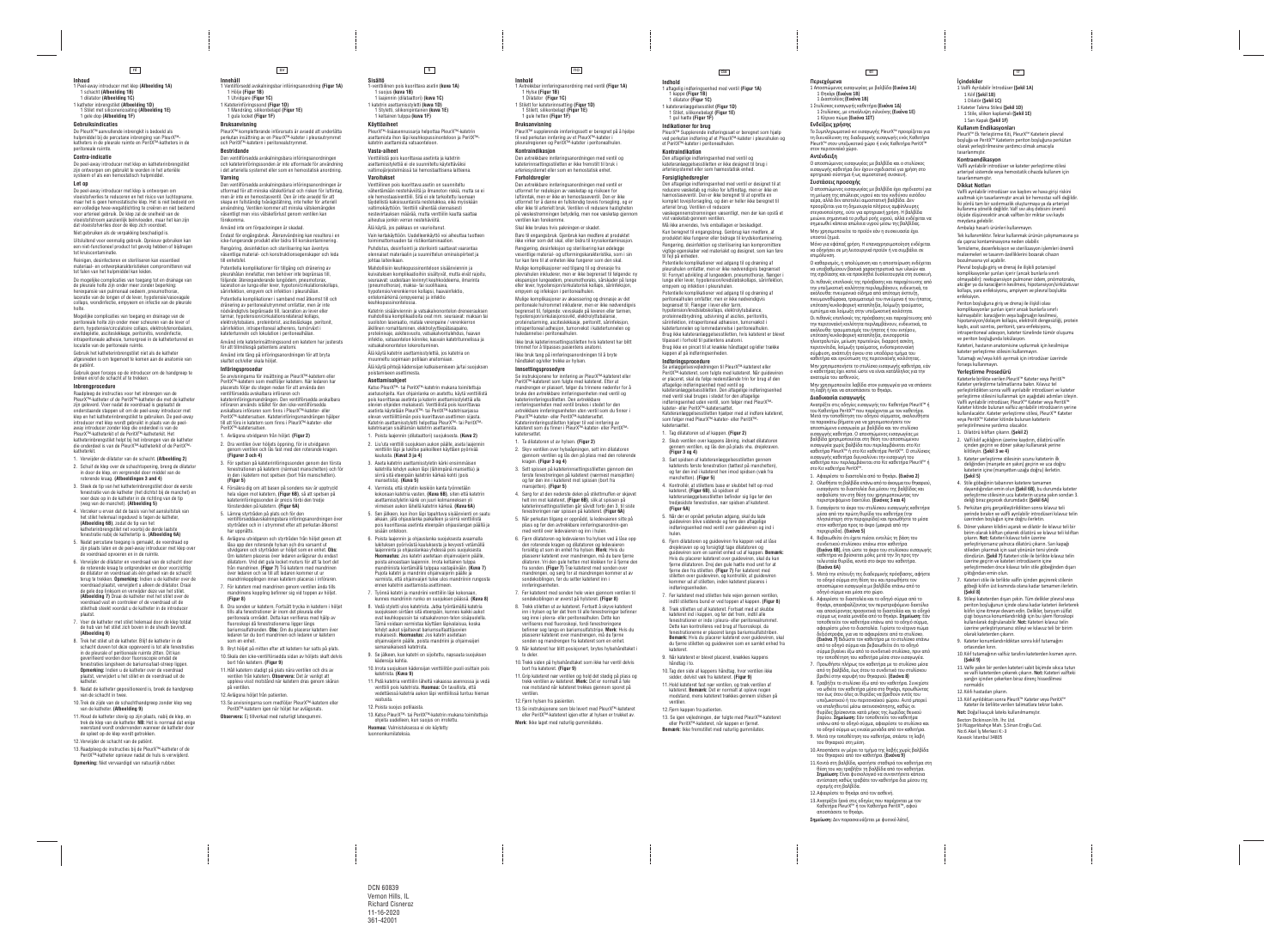## nl

### Inhoud
1 Peel-away introducer met klep (**Afbeelding 1A**)
1 schacht (**Afbeelding 1B**)
1 dilatator (**Afbeelding 1C**)
1 katheter inbrengstilet (**Afbeelding 1D**)
1 Stilet met siliconencoating (**Afbeelding 1E**)
1 gele dop (**Afbeelding 1F**)

### Gebruiksindicaties
De PleurX™ aanvullende inbrengkit is bedoeld als hulpmiddel bij de percutane inbrenging van PleurX™-katheters in de pleurale ruimte en PeritX™-katheters in de peritoneale ruimte.

### Contra-indicatie
De peel-away introducer met klep en katheterinbrengstilet zijn niet ontworpen om gebruikt te worden in het arteriële systeem of als een hemostatisch hulpmiddel.

### Let op
De peel-away introducer met klep is ontworpen om vochtverlies en het risico van luchtopname te verminderen, maar het is geen hemostatische klep. Het is niet bedoeld om een volledige tweewegafdichting te creëren en niet bestemd voor arterieel gebruik. De klep zal de snelheid van de vloeistofstroom aanzienlijk beperken, maar enige vloeistofstroom door de klep kan zich voordoen.

Niet gebruiken als de verpakking beschadigd is.

Uitsluitend voor eenmalig gebruik. Opnieuw gebruiken kan een niet-functioneel product tot gevolg hebben of bijdragen tot kruiscontaminatie.

Reinigen, desinfecteren en steriliseren kan essentiële materiaal- en ontwerpkarakteristieken compromitteren, wat tot het falen van het hulpmiddel kan leiden.

De mogelijke complicaties van toegang tot en drainage van de pleurale holte zijn onder meer zonder beperking: longoedeem door re-expansie, pneumothorax, laceratie van de longen of de lever, hypotensie/circulatoire collaps, wondinfectie, empyeem en infectie van de pleurale holte.

Mogelijke complicaties van toegang en drainage van de peritoneale holte zijn onder meer: laceratie van de lever of de darm, hypotensie/circulatoire collaps, elektrolytonbalans, eiwitdepletie, ascitesleklage, peritonitis, wondinfectie, intraperitoneale adhesie, tumorgroei in de kathetertunnel en loculatie van de peritoneale ruimte.

Gebruik het katheterinbrengstilet niet als de katheter afgesneden is om tegemoet te komen aan de anatomie van de patiënt.

Gebruik geen forceps op de introducer om de handgreep te breken en/of de schacht af te trekken.

### Inbrengprocedure
Raadpleeg de instructies voor het inbrengen van de PleurX™-katheter of de PeritX™-katheter die met de katheter zijn geleverd. Voer nadat de voerdraad is geplaatst de onderstaande stappen uit om de peel-away introducer met klep en het katheterinbrengstilet te gebruiken. De peel-away introducer met klep wordt gebruikt in plaats van de peel-away introducer zonder klep die wordt geleverd bij de PleurX™-katheterkit of de PeritX™-katheterkit. Het katheterinbrengstilet helpt bij het inbrengen van de katheter die onderdeel is van de PleurX™-katheterkit of de PeritX™-katheterkit.

1. Verwijder de dilatator van de schacht. (**Afbeelding 2**)
2. Schuif de klep over de schachtopening, breng de dilatator in door de klep, en vergrendel door middel van de roterende knop. (**Afbeelding 3 en 4**)
3. Steek de tip van het katheterinbrengstilet door de eerste fenestratie van de katheter (het dichtst bij de manchet) en voer deze op in de katheter in de richting van de tip (weg van de manchet). (**Afbeelding 5**)
4. Verzeker u ervan dat de basis van het aansluitstuk van het stilet helemaal tegen de katheter is geduwd (**Afbeelding 6B**), zodat de tip van het katheterinbrengstilet net voorbij de derde laatste fenestratie bij de tip van de katheter reikt. (**Afbeelding 6A**)
5. Nadat percutane toegang is gemaakt, de voerdraad op zijn plaats laten en de peel-away introducer met klep over de voerdraad opvoeren en in de ruimte.
6. Verwijder de dilatator en voerdraad van de schacht door de roterende knop te ontgrendelen en de dilatator en voerdraad voorzichtig als één geheel uit de schacht te trekken. **Opmerking:** Indien u de katheter over de voerdraad plaatst, verwijdert u alleen de dilatator. Draai de gele dop linksom en verwijder deze van het stilet. (**Afbeelding 7**) Voer de katheter met het stilet over de voerdraad op en controleer of de voerdraad uit het stilet komt voordat u de katheter in de introducer plaatst.
7. Voer de katheter met het stilet helemaal door de klep totdat de hub van het stilet zich boven in de schacht bevindt. (**Afbeelding 8**)
8. Trek het stilet uit de katheter. Blijf de katheter in de schacht duwen tot deze opgevoerd is tot alle fenestraties in de pleurale of peritoneale ruimte zitten. Dit kan geverifieerd worden door fluoroscopie omdat de fenestraties langs de bariumsulfaatstreep liggen. **Opmerking:** Indien u de katheter over de voerdraad plaatst, verwijdert u het stilet en de voerdraad als één geheel uit de katheter.
9. Nadat de katheter gepositioneerd is, breek de handgreep van de schacht in twee.
10. Trek de zijde van de schacht/handgreep zonder klep gedeeltelijk weg van de katheter. (**Afbeelding 9**)
11. Houd de katheter stevig op zijn plaats, nabij de klep, en trek de klep van de katheter. **NB:** Het is normaal dat enige weerstand wordt ondervonden wanneer de katheter door de spleet op de klep wordt getrokken.
12. Verwijder de schacht van de patiënt.
13. Raadpleeg de instructies bij de PleurX™-katheter of de PeritX™-katheter opnieuw nadat de schacht is verwijderd.

**Opmerking:** Niet vervaardigd met natuurlijk rubberlatex.

## sv

### Innehåll
1 Ventilförsedd avskalningsbar införingsanordning (**Figur 1A**)
1 Hölje (**Figur 1B**)
1 Utvidgare (**Figur 1C**)
1 Kateterinföringsmandräng (**Figur 1D**)
1 Mandräng, silikonbelagd (**Figur 1E**)
1 gula locket (**Figur 1F**)

### Bruksanvisning
PleurX™-kompletterande införingsats är avsedd att underlätta perkutan insättning av en PleurX™-kateter i pleurautrymmet och PeritX™-kateter i peritonealutrymmet.

### Bestridande
Den ventilförsedda avskalningsbara införingsanordningen och kateterinföringsmandrängen är inte avsedda för användning i det arteriella systemet eller som en hemostatisk anordning.

### Varning
Den ventilförsedda avskalningsbara införingsanordningen är utformad för att minska vätskeförlust och risken för luftintag, men är inte en hemostasventil. Den är inte avsedd för att skapa en fullständig tvåvägstätning, inte heller för arteriell användning. Ventilen kommer att minska vätskeflödet väsentligt men visst vätskeflöde genom ventilen kan förekomma.

Använd inte om förpackningen är skadad.

Endast för engångsbruk. Återanvändning kan resultera i en icke-fungerande produkt eller bidra till korskontaminering.

Rengöring, desinficering och sterilisering kan äventyra väsentliga material- och konstruktionsegenskaper och leda till enhetsfel.

Potentiella komplikationer för tillgång och dränering av pleurahålan innefattar men behöver inte begränsas till följande: återexpansionslungödem, pneumothorax, laceration av lunga eller lever, hypotension/cirkulationskollaps, sårinfektion, empyem och infektion i pleurahålan.

Potentiella komplikationer i samband med åtkomst till och dränering av peritonealutrymmet omfattar, men är inte nödvändigtvis begränsade till, laceration av lever eller tarmar, hypotension/cirkulationsrelaterad kollaps, elektrolytobalans, proteinbrist, ascitesläckage, peritonit, sårinfektion, intraperitoneal adhesion, tumörväxt i katetertunneln och lokulering av peritonealutrymmet.

Använd inte kateterinföringsmandrängen om katetern har justerats för att tillmötesgå patientens anatomi.

Använd inte tång på införingsanordningen för att bryta skaftet och/eller skala höljet.

### Införingsprocedur
Se anvisningarna för insättning av PleurX™-katetern eller PeritX™-katetern som medföljer katetern. När ledaren har placerats följer du stegen nedan för att använda den ventilförsedda avskalbara införaren och kateterinföringsmandrängen. Den ventilförsedda avskalbara införaren används istället för den icke-ventilförsedda avskalbara införaren som finns i PleurX™-kateter- eller PeritX™-katetersatsen. Kateterinföringsmandrängen hjälper till att föra in katetern som finns i PleurX™-kateter- eller PeritX™-katetersatsen.

1. Avlägsna utvidgaren från höljet. (**Figur 2**)
2. Dra ventilen över höljets öppning, för in utvidgaren genom ventilen och lås fast med den roterande knappen. (**Figurer 3 och 4**)
3. För spetsen på kateterinföringsmandrängen genom den första fenestrationen på katetern (närmast manschetten) och för in den i katetern mot spetsen (bort från manschetten). (**Figur 5**)
4. Försäkra dig om att basen på mandrängens nav är upptryckt hela vägen mot katetern (**Figur 6B**), så att spetsen på kateterinföringsmandrängen är precis förbi den tredje sista fenestrationen på katetern. (**Figur 6A**)
5. Lämna styrtråden på plats och för den ventilförsedda avskalningsbara införingsanordningen över styrtråden och in i utrymmet efter att perkutan åtkomst har upprättats.
6. Avlägsna utvidgaren och styrtråden från höljet genom att låsa upp den roterande knappen och dra varsamt ut utvidgaren och styrtråden ur höljet som en enhet. **Obs:** Om katetern placeras över ledaren avlägsnar du endast dilatorn. Vrid det gula locket moturs för att ta bort det från mandrängen. (**Figur 7**) För katetern med mandrängen över ledaren och se till att ledaren kommer ut ur mandrängens nav innan katetern förs in i införaren.
7. För katetern med mandrängen genom ventilen ända tills mandrängens nav befinner sig vid toppen av höljet. (**Figur 8**)
8. Dra mandrängen ur katetern. Fortsätt trycka in katetern i höljet tills alla fenestrationer är inom det pleurala eller peritoneala området. Detta kan verifieras med hjälp av fluoroskopi då fenestrationerna ligger längs bariumsulfatranden. **Obs:** Om du placerar katetern över ledaren tar du bort mandrängen och ledaren ur katetern som en enhet.
9. Bryt höljets handtag på mitten efter att katetern har satts på plats.
10. Skala den icke-ventilförsedda sidan av höljets handtag delvis bort från katetern. (**Figur 9**)
11. Håll katetern stadigt på plats nära ventilen och dra av ventilen från katetern. **Observera:** Det är vanligt att känna visst motstånd när katetern dras genom skåran på ventilen.
12. Avlägsna höljet från patienten.
13. Se anvisningarna som medföljer PleurX™-katetern eller PeritX™-katetern igen när höljet har avlägsnats.

**Observera:** Ej tillverkad med naturligt latexgummi.

## fi

### Sisältö
1 venttiilillä varustettu pois kuorittava asetin (**kuva 1A**)
1 suojus (**kuva 1B**)
1 laajennin (dilataattori) (**kuva 1C**)
1 katetrin asettamisstyletti (**kuva 1D**)
1 Styletti, silikonipintainen (**kuva 1E**)
1 keltainen tulppa (**kuva 1F**)

### Käyttöaiheet
PleurX™-lisäasennussarja helpottaa PleurX™-katetrin asettamista ihon läpi keuhkopussinonteloon ja PeritX™-katetrin asettamista vatsaonteloon.

### Vasta-aiheet
Venttiilillä varustettua pois kuorittavaa asetinta ja katetrin asettamisstylettiä ei ole suunniteltu käytettäväksi valtimojärjestelmässä tai hemostaattisena laitteena.

### Varoitukset
Venttiilillä varustettu pois kuorittava asetin on suunniteltu vähentämään nestehävikkiä ja ilmanoton riskiä, mutta se ei ole hemostaasiventtiili. Sitä ei ole tarkoitettu luomaan täydellistä kaksisuuntaista tiivistettä, eikä myöskään valtimokäyttöön. Venttiili vähentää olennaisesti nestevirtausta, mutta venttiilin kautta saattaa esiintyä jonkin verran nestevirtausta.

Älä käytä, jos pakkaus on vaurioitunut.

Vain kertakäyttöön. Uudelleenkäyttö voi aiheuttaa tuotteen toimimattomuuden tai ristikontaminaation.

Puhdistus, desinfiointi ja sterilointi saattavat vaarantaa olennaiset materiaali- ja suunnitteluominaisuudet ja johtaa laiteviaan.

Mahdollisiin keuhkopussinonteloon sisäänmenon ja kuivaamisen komplikaatioihin sisältyvät, mutta eivät rajoitu, seuraavat: uudelleen laajentumisesta johtuva keuhkoödeema, ilmarinta (pneumothorax), keuhkon tai maksan repeämä, hypotensio/verenkierron kollapsi, haavainfektio, empyeema ja keuhkopussinontelon infektio.

Vatsakalvonontelon sisäänmenon ja dreneerauksen mahdollisia komplikaatioita ovat mm. seuraavat: maksan tai suoliston laseraatio, matala verenpaine / verenkierron äkillinen romahtaminen, elektrolyyttiepätasapaino, proteiinivaje, askitesvuoto, vatsakalvontulehdus, haavan infektio, vatsaontelon kiinnike, kasvain katetritunnelissa ja vatsakalvonontelon lokeroituminen.

Älä käytä katetrin asettamisstylettiä, jos katetria on muokattu sopimaan potilaan anatomiaan.

Älä käytä pihtejä kädensijan katkaisemiseen ja/tai suojuksen poistamiseen asettimesta.

### Asettamisohjeet
Katso PleurX™- tai PeritX™-katetrin mukana toimitettuja asetusohjeita. Kun ohjainlanka on asetettu, käytä venttiilillä varustettua pois kuorittavaa asetinta ja katetrin asettamisstylettiä alla olevien ohjeiden mukaisesti. Venttiilillä varustettua pois kuorittavaa asetinta käytetään PleurX™- tai PeritX™-katetrisarjassa olevan venttiilittömän pois kuorittavan asettimen sijasta. Katetrin asettamisstyletti helpottaa PleurX™- tai PeritX™-katetrisarjan sisältämän katetrin asettamista.

1. Poista laajennin (dilataattori) suojuksesta. (**Kuva 2**)
2. Liu'uta venttiili suojuksen aukon päälle, aseta laajennin venttiilin läpi ja lukitse paikalleen kääntämällä pyörivää lukkoa. (**Kuvat 3 ja 4**)
3. Aseta katetrin asettamisstyletin kärki ensimmäisen katetrin fenestra-aukon läpi (lähimpänä mansettia) ja siirrä sitä eteenpäin katetrin kärkeä kohti (pois mansetista). (**Kuva 5**)
4. Varmista, että styletin keskiön kanta työnnetään kokonaan katetria vasten (**Kuva 6B**), siten että katetrin asettamisstyletin kärki on juuri kolmanneksi viimeisen fenestra-aukon yli. (**Kuva 6A**)
5. Kun ihon läpi on päästy, jätä ohjainlanka paikalleen ja vie venttiilillä varustettu pois kuorittava asetin ohjainlankaa pitkin tilaan.
6. Poista laajennin ja ohjainlanka suojuksesta avaamalla pyörivä lukko ja vetämällä laajennin ja ohjainlanka varovasti suojuksesta yhtenä kappaleena. **Huomautus:** Jos katetri asetetaan ohjainlangan päälle, poista ainoastaan laajennin. Irrota keltainen tulppa styletistä kiertämällä sitä vastapäivään. (**Kuva 7**) Vie katetri ja styletti ohjainlangan päälle ja varmista, että ohjainlanka tulee ulos styletistä ennen katetrin asettamista asettimeen.
7. Työnnä katetri ja styletti venttiilin läpi kokonaan, kunnes styletin keskiö on suojuksen yläosassa. (**Kuva 8**)
8. Vedä styletti ulos katetrista. Jatka katetrin työntämistä suojukseen siirtäen sitä eteenpäin, kunnes kaikki aukot ovat keuhkopussin tai vatsakalvonontelon sisäpuolella. Tämä voidaan varmistaa läpivalaisulla, koska fenestra-aukot sijaitsevat bariumsulfaattijuovan mukaisesti. **Huomautus:** Jos katetri asetetaan ohjainlangan päälle, poista styletti ja ohjainlanka yhtenä kappaleena katetrista.
9. Kun katetri on paikallaan, katkaise suojuksen kädensija kahtia.
10. Irrota suojuksen kädensijan venttiilitön puoli osittain pois katetrista. (**Kuva 9**)
11. Pidä katetria venttiilin lähellä vakaasti paikallaan ja vedä venttiili pois katetrista. **Huomaa:** On tavallista, että vedettäessä katetria venttiilin aukon läpi tuntuu hieman vastusta.
12. Poista suojus potilaasta.
13. Katso PleurX™- tai PeritX™-katetrin mukana toimitettuja ohjeita uudelleen, kun suojus on irrotettu.

**Huomaa:** Valmistuksessa ei ole käytetty luonnonkumilateksia.

## no

### Innhold
1 Avtrekkbar innføringsanordning med ventil (**Figur 1A**)
1 Hylse (**Figur 1B**)
1 Dilatator (**Figur 1C**)
1 Stilett for kateterinnsetting (**Figur 1D**)
1 Stilett, silikonbelagt (**Figur 1E**)
1 gul hette (**Figur 1F**)

### Bruksanvisning
PleurX™ supplerende innføringssett er beregnet på å hjelpe til ved perkutan innføring av et PleurX™-kateter i pleurarommet og PeritX™-kateter i peritonealrommet.

### Kontraindikasjon
Den avtrekkbare innføringsanordningen med ventil og kateterinnsettingsstiletten er ikke designet til bruk i arteriesystemet eller som en hemostatisk enhet.

### Forsiktighetsregler
Den avtrekkbare innføringsanordningen med ventil er utformet for å redusere væsketap og risikoen for luftinntak, men er ikke en hemostaseventil. Den er ikke utformet for å danne en fullstendig toveis forsegling, og er heller ikke til arteriell bruk. Ventilen vil redusere væskegjennomstrømning vesentlig, men noe væskeflyt gjennom ventilen kan forekomme.

Skal ikke brukes hvis pakningen er skadet.

Bare til engangsbruk. Gjenbruk kan medføre at produktet ikke virker som det skal, eller bidra til krysskontaminasjon.

Rengjøring, desinfeksjon og sterilisering kan svekke vesentlige materiale- og utformingskarakteristika, som i sin tur kan føre til at enheten ikke fungerer som den skal.

Mulige komplikasjoner ved tilgang til og drenasje fra pleurahulen inkluderer, men er ikke begrenset til følgende: re-ekspansjons lungeødem, pneumothorax, skader på lunge eller lever, hypotensjon/sirkulatorisk kollaps, sårinfeksjon, empyem og infeksjon i pleurahulen.

Mulige komplikasjoner av aksessering og drenasje av det peritoneale hulrommet inkluderer, men er ikke nødvendigvis begrenset til, følgende: skade på leveren eller tarmen, hypotensjon/sirkulasjonssvikt, elektrolyttubalanse, proteinutarming, ascites-lekkasje, peritonitt, sårinfeksjon, intraperitoneal adhesjon, tumorvekst i katetertunnelen og lokulasjon i peritonealrommet.

Ikke bruk kateterinnsettingsstiletten hvis kateteret har blitt trimmet for å tilpasses pasientens anatomi.

Ikke bruk tang på innføringsanordningen til å bryte håndtaket og/eller trekke av hylsen.

### Innsettingsprosedyre
Se instruksjonene for innføring av PleurX™-kateteret eller PeritX™-kateteret som fulgte med kateteret. Etter at mandrengen er plassert, følger du trinnene nedenfor for å bruke den avtrekkbare innføringsenheten med ventil og kateterinnføringsstiletten. Den avtrekkbare innføringsenheten med ventil brukes i stedet for den avtrekkbare innføringsenheten uten ventil som er levert i PleurX™-kateter- eller PeritX™-katetersettet. Kateterinnføringsstiletten hjelper til med innføring av kateteret som du finner i PleurX™-kateter- eller PeritX™-katetersettet.

1. Ta dilatatoren ut av hylsen. (**Figur 2**)
2. Skyv ventilen over hylseåpningen, sett inn dilatatoren gjennom ventilen og lås den på plass med den roterende knappen. (**Figur 3 og 4**)
3. Sett spissen på kateterinnsettingsstiletten gjennom den første fenestreringen på kateteret (nærmest mansjetten) og før den inn i kateteret mot spissen (bort fra mansjetten). (**Figur 5**)
4. Sørg for at den nederste delen på stilettnavet er skjøvet helt inn mot kateteret (**Figur 6B**), slik at spissen på kateterinnsettingsstiletten går såvidt forbi den 3. til siste fenestreringen på kateteret. (**Figur 6A**)
5. Når perkutan tilgang er opprettet, la ledevaieren sitte på plass og før den avtrekkbare innføringsanordningen med ventil over ledevaieren og inn i hulen.
6. Fjern dilatatoren og ledevaieren fra hylsen ved å låse opp den roterende knappen og trekke dilatatoren og ledevaieren forsiktig ut som én enhet fra hylsen. **Merk:** Hvis du plasserer kateteret over mandrengen, må du bare fjerne dilatatoren. Vri den gule hetten mot klokka for å fjerne den fra stiletten. (**Figur 7**) Før kateteret med stiletten over mandrengen, og sørg for at mandrengen kommer ut av stilettnavet, før du setter kateteret inn i innføringsenheten.
7. Før kateteret med stiletten hele veien gjennom ventilen til stilettnavet er øverst på hylsen. (**Figur 8**)
8. Trekk stiletten ut av kateteret. Fortsett å skyve kateteret inn i hylsen og før det frem til alle fenestreringer befinner seg inne i pleura- eller peritonealhulen. Dette kan verifiseres med fluoroskopi, fordi fenestreringene befinner seg langs en bariumsulfatstripe. **Merk:** Hvis du plasserer kateteret over mandrengen, må du fjerne stiletten og mandrengen fra kateteret som en enhet.
9. Når kateteret har blitt posisjonert, brytes hylsehåndtaket i to deler.
10. Trekk siden på hylsehåndtaket som ikke har ventil delvis bort fra kateteret. (**Figur 9**)
11. Grip kateteret nær ventilen og hold det stødig på plass og trekk ventilen av kateteret. **Merk:** Det er normalt å føle noe motstand når kateteret trekkes gjennom sporet på ventilen.
12. Fjern hylsen fra pasienten.
13. Se instruksjonene som ble levert med PleurX™-kateteret eller PeritX™-kateteret igjen etter at hylsen er trukket av.

**Merk:** Ikke laget med naturlig gummilateks.

## da

### Indhold
1 aftagelig indføringsenhed med ventil (**Figur 1A**)
1 kappe (**Figur 1B**)
1 dilatator (**Figur 1C**)
1 kateterindlæggelsesstilet (**Figur 1D**)
1 Stilet, silikonebelagt (**Figur 1E**)
1 gul hætte (**Figur 1F**)

### Indikationer for brug
PleurX™ supplerende indføringssæt er beregnet som hjælp ved perkutan indføring af et PleurX™-kateter i pleurahulen og et PeritX™-kateter i peritonealhulen.

### Kontraindikation
Den aftagelige indføringsenhed med ventil og kateterindlæggelsesstiletten er ikke designet til brug i arteriesystemet eller som hæmostatisk enhed.

### Forsigtighedsregler
Den aftagelige indføringsenhed med ventil er designet til at reducere væsketab og risiko for luftindtag, men er ikke en hæmostaseventil. Den er ikke beregnet til at oprette en komplet tovejsforsegling, og den er heller ikke beregnet til arteriel brug. Ventilen vil reducere væskegennemstrømningen væsentligt, men der kan opstå et vist væsketab gennem ventilen.

Må ikke anvendes, hvis emballagen er beskadiget.

Kun beregnet til engangsbrug. Genbrug kan medføre, at produktet ikke fungerer eller bidrage til krydskontaminering.

Rengøring, desinfektion og sterilisering kan kompromittere vigtige egenskaber ved materialet og designet, som kan føre til fejl på enheden.

Potentielle komplikationer ved adgang til og dræning af pleurahulen omfatter, men er ikke nødvendigvis begrænset til: Lungeødem ved re-ekspansion, pneumothorax, flænger i lunge eller lever, hypotension/kredsløbskollaps, sårinfektion, empyem og infektion i pleurahulen.

Potentielle komplikationer ved adgang til og dræning af peritonealhulen omfatter, men er ikke nødvendigvis begrænset til: Flænger i lever eller tarm, hypotension/kredsløbskollaps, elektrolytubalance, proteinnedbrydning, udsivning af ascites, peritonitis, sårinfektion, intraperitoneale adhæsioner, tumorvækst i katetertunnelen og loculamentdannelse i peritonealhulen.

Brug ikke kateterindlæggelsesstiletten, hvis kateteret er blevet tilpasset i forhold til patientens anatomi.

Brug ikke en pincet til at knække håndtaget og/eller trække kappen af på indføringsenheden.

### Indføringsprocedure
Se anvisningen til indføring af PleurX™-kateteret eller PeritX™-kateteret, som fulgte med kateteret. Når guidewiren er placeret, skal du følge nedenstående trin for brug af den aftagelige indføringsenhed med ventil og kateterindlæggelsesstiletten. Den aftagelige indføringsenhed med ventil skal bruges i stedet for den aftagelige indføringsenhed uden ventil, som følger med PleurX™-kateter- eller PeritX™-katetersættet. Kateterindlæggelsesstiletten hjælper med at indføre kateteret, som følger med PleurX™-kateter- eller PeritX™-katetersættet.

1. Tag dilatatoren ud af kappen. (**Figur 2**)
2. Skub ventilen over kappens åbning, indsæt dilatatoren gennem ventilen, og lås den på plads via drejeknappen. (**Figur 3 og 4**)
3. Sæt spidsen af kateterindlæggelsesstiletten gennem kateterets første fenestration (tættest på manchetten), og før den ind i kateteret hen imod spidsen (væk fra manchetten). (**Figur 5**)
4. Kontrollér, at stilettens base er skubbet helt op mod kateteret (**Figur 6B**), så spidsen af kateterindlæggelsesstiletten befinder sig lige efter den tredjesidste fenestration, nær spidsen af kateteret. (**Figur 6A**)
5. Når der er opnået perkutan adgang, skal du lade guidewiren blive siddende og føre den aftagelige indføringsenhed med ventil over guidewiren og ind i hulen.
6. Fjern dilatatoren og guidewiren fra kappen ved at låse drejeknappen op og forsigtigt tage dilatatoren og guidewiren som én samlet enhed ud af kappen. **Bemærk:** Hvis du placerer kateteret over guidewiren, skal du kun fjerne dilatatoren. Drej den gule hætte mod uret for at fjerne den fra stiletten. (**Figur 7**) Før kateteret med stiletten over guidewiren, og kontrollér, at guidewiren kommer ud af stiletten, inden kateteret placeres i indføringsenheden.
7. Før kateteret med stiletten hele vejen gennem ventilen, indtil stilettens muffe er ved toppen af kappen. (**Figur 8**)
8. Træk stiletten ud af kateteret. Fortsæt med at skubbe kateteret ind i kappen, og før det frem, indtil alle fenestrationer er inde i pleura- eller peritonealrummet. Dette kan kontrolleres ved brug af fluoroskopi, da fenestrationerne er placeret langs bariumsulfatstriben. **Bemærk:** Hvis du placerer kateteret over guidewiren, skal du fjerne stiletten og guidewiren som en samlet enhed fra kateteret.
9. Når kateteret er blevet placeret, knækkes kappens håndtag i to.
10. Træk den side af kappens håndtag, hvor ventilen ikke sidder, delvist væk fra kateteret. (**Figur 9**)
11. Hold kateteret fast nær ventilen, og træk ventilen af kateteret. **Bemærk:** Det er normalt at opleve nogen modstand, mens kateteret trækkes gennem slidsen på ventilen.
12. Fjern kappen fra patienten.
13. Se igen vejledningen, der fulgte med PleurX™-kateteret eller PeritX™-kateteret, når kappen er fjernet.

**Bemærk:** Ikke fremstillet med naturlig gummilatex.

## el

### Περιεχόμενα
1 Αποσπώμενος εισαγωγέας με βαλβίδα (**Εικόνα 1A**)
1 Θηκάρι (**Εικόνα 1B**)
1 Διαστολέας (**Εικόνα 1C**)
1 Στυλεός εισαγωγής καθετήρα (**Εικόνα 1D**)
1 Στυλεός, με επικάλυψη σιλικόνης (**Εικόνα 1E**)
1 Κίτρινο πώμα (**Εικόνα 1F**)

### Ενδείξεις χρήσης
Το Συμπληρωματικό κιτ εισαγωγής PleurX™ προορίζεται για τη διευκόλυνση της διαδερμικής εισαγωγής ενός καθετήρα PleurX™ στον υπεζωκοτικό χώρο ή ενός καθετήρα PeritX™ στον περιτοναϊκό χώρο.

### Αντένδειξη
Ο αποσπώμενος εισαγωγέας με βαλβίδα και ο στυλεός εισαγωγής καθετήρα δεν έχουν σχεδιαστεί για χρήση στο αρτηριακό σύστημα ή ως αιμοστατική συσκευή.

### Συστάσεις προσοχής
Ο αποσπώμενος εισαγωγέας με βαλβίδα έχει σχεδιαστεί για τη μείωση της απώλειας υγρού και του κινδύνου εισόδου αέρα, αλλά δεν αποτελεί αιμοστατική βαλβίδα. Δεν προορίζεται για τη δημιουργία πλήρους αμφίδρομης στεγανοποίησης, ούτε για αρτηριακή χρήση. Η βαλβίδα μειώνει σημαντικά τη ροή υγρού, αλλά ενδέχεται να σημειωθεί κάποια ροή υγρού μέσω της βαλβίδας.

Μην χρησιμοποιείτε το προϊόν εάν η συσκευασία έχει υποστεί ζημιά.

Μόνο για εφάπαξ χρήση. Η επαναχρησιμοποίηση ενδέχεται να οδηγήσει σε μη λειτουργικό προϊόν ή να συμβάλει σε διασταυρούμενη μόλυνση.

Ο καθαρισμός, η απολύμανση και η αποστείρωση ενδέχεται να υποβαθμίσουν βασικά χαρακτηριστικά των υλικών και της σχεδίασης και να προκαλέσουν δυσλειτουργία στη συσκευή.

Οι πιθανές επιπλοκές της πρόσβασης και παροχέτευσης από την υπεζωκοτική κοιλότητα περιλαμβάνουν, ενδεικτικά, τα ακόλουθα: πνευμονικό οίδημα από επανέκπτυξη, πνευμοθώρακα, τραυματισμό του πνεύμονα ή του ήπατος, υπόταση/κυκλοφορική καταπληξία, λοίμωξη τραύματος, εμπύημα και λοίμωξη στην υπεζωκοτική κοιλότητα.

Οι πιθανές επιπλοκές της πρόσβασης και παροχέτευσης από την περιτοναϊκή κοιλότητα περιλαμβάνουν, ενδεικτικά, τα ακόλουθα: τραυματισμός του ήπατος ή του εντέρου, υπόταση/κυκλοφορική καταπληξία, ανισορροπία ηλεκτρολυτών, μείωση πρωτεϊνών, διαρροή ασκίτη, περιτονίτιδα, λοίμωξη τραύματος, ενδοπεριτοναϊκή σύμφυση, ανάπτυξη όγκου στη σήραγγα του καθετήρα και σχηματισμός χωρών στην περιτοναϊκή κοιλότητα.

Μην χρησιμοποιείτε τον στυλεό εισαγωγής καθετήρα, εάν ο καθετήρας έχει κοπεί ώστε να είναι κατάλληλος για την ανατομία του ασθενούς.

Μην χρησιμοποιείτε λαβίδα στον εισαγωγέα για να σπάσετε τη λαβή ή/και να αποσπάσετε το θηκάρι.

### Διαδικασία εισαγωγής
Ανατρέξτε στις οδηγίες εισαγωγής του Καθετήρα PleurX™ ή του Καθετήρα PeritX™ που παρέχονται με τον καθετήρα. Μετά την τοποθέτηση του οδηγού σύρματος, ακολουθήστε τα παρακάτω βήματα για να χρησιμοποιήσετε τον αποσπώμενο εισαγωγέα με βαλβίδα και τον στυλεό εισαγωγής καθετήρα. Ο αποσπώμενος εισαγωγέας με βαλβίδα χρησιμοποιείται στη θέση του αποσπώμενου εισαγωγέα χωρίς βαλβίδα που περιλαμβάνεται στο Κιτ Καθετήρα PleurX™ ή στο Κιτ καθετήρα PeritX™. Ο στυλεός εισαγωγής καθετήρα διευκολύνει την εισαγωγή του καθετήρα που περιλαμβάνεται στο Κιτ καθετήρα PleurX™ ή στο Κιτ καθετήρα PeritX™.

1. Αφαιρέστε το διαστολέα από το θηκάρι. (**Εικόνα 2**)
2. Ολισθήστε τη βαλβίδα επάνω από το άνοιγμα του θηκαριού, εισαγάγετε το διαστολέα μέσω της βαλβίδας και ασφαλίστε τον στη θέση του χρησιμοποιώντας τον περιστρεφόμενο διακόπτη. (**Εικόνες 3 και 4**)
3. Εισαγάγετε το άκρο του στυλεού εισαγωγής καθετήρα μέσω της πρώτης θυρίδας του καθετήρα (την πλησιέστερη στην περιχειρίδα) και προωθήστε το μέσα στον καθετήρα προς το άκρο (μακριά από την περιχειρίδα). (**Εικόνα 5**)
4. Βεβαιωθείτε ότι η βάση του συνδέσμου του στυλεού έχει ωθηθεί πλήρως επάνω στον καθετήρα (**Εικόνα 6B**), έτσι ώστε το άκρο του στυλεού εισαγωγής καθετήρα να βρίσκεται μόλις μετά την τρίτη προς την τελευταία θυρίδα, κοντά στο άκρο του καθετήρα. (**Εικόνα 6A**)
5. Μετά την επίτευξη της διαδερμικής πρόσβασης, αφήστε το οδηγό σύρμα στη θέση του και προωθήστε τον αποσπώμενο εισαγωγέα με βαλβίδα επάνω από το οδηγό σύρμα και μέσα στο χώρο.
6. Αφαιρέστε το διαστολέα και το οδηγό σύρμα από το θηκάρι, απασφαλίζοντας τον περιστρεφόμενο διακόπτη και αποσύροντας προσεκτικά το διαστολέα και το οδηγό σύρμα ως ενιαία μονάδα από το θηκάρι. **Σημείωση:** Εάν τοποθετείτε τον καθετήρα επάνω από το οδηγό σύρμα, αφαιρέστε μόνο το διαστολέα. Γυρίστε το κίτρινο πώμα αριστερόστροφα, για να το αφαιρέσετε από το στυλεό. (**Εικόνα 7**) Περάστε τον καθετήρα με το στυλεό επάνω από το οδηγό σύρμα και βεβαιωθείτε ότι το οδηγό σύρμα βγαίνει από το στυλεό, πριν από την τοποθέτηση του καθετήρα στον εισαγωγέα.
7. Προωθήστε πλήρως τον καθετήρα με το στυλεό μέσα από τη βαλβίδα, έως ότου ο σύνδεσμος του στυλεού βρεθεί στην κορυφή του θηκαριού. (**Εικόνα 8**)
8. Τραβήξτε το στυλεό έξω από τον καθετήρα. Συνεχίστε να ωθείτε τον καθετήρα μέσα στο θηκάρι, προωθώντας τον έως ότου όλες οι θυρίδες να βρίσκονται εντός του υπεζωκοτικού ή του περιτοναϊκού χώρου. Αυτό μπορεί να επαληθευτεί μέσω ακτινοσκόπησης, καθώς οι θυρίδες βρίσκονται κατά μήκος της λωρίδας θειικού βαρίου. **Σημείωση:** Εάν τοποθετείτε τον καθετήρα επάνω από το οδηγό σύρμα, αφαιρέστε το στυλεό και το οδηγό σύρμα ως ενιαία μονάδα από τον καθετήρα.
9. Μετά την τοποθέτηση του καθετήρα, σπάστε τη λαβή του θηκαριού στη μέση.
10. Αποσπάστε εν μέρει το τμήμα της λαβής χωρίς βαλβίδα του θηκαριού από τον καθετήρα. (**Εικόνα 9**)
11. Κρατώντας τον καθετήρα σταθερά στη θέση του, κοντά στη βαλβίδα, τραβήξτε τη βαλβίδα από τον καθετήρα. **Σημείωση:** Είναι φυσιολογικό να συναντήσετε κάποια αντίσταση καθώς τραβάτε τον καθετήρα μέσα από τη σχισμή στη βαλβίδα.
12. Αφαιρέστε το θηκάρι από τον ασθενή.
13. Ανατρέξτε ξανά στις οδηγίες που παρέχονται με τον Καθετήρα PleurX™ ή τον Καθετήρα PeritX™, αφού αποσπάσετε το θηκάρι.

**Σημείωση:** Δεν παρασκευάζεται με φυσικό λάτεξ.

## tr

### İçindekiler
1 Valfli Ayrılabilir İntrodüser (**Şekil 1A**)
1 Kılıf (**Şekil 1B**)
1 Dilatör (**Şekil 1C**)
1 Kateter Takma Stilesi (**Şekil 1D**)
1 Stile, silikon kaplamalı (**Şekil 1E**)
1 Sarı Kapak (**Şekil 1F**)

### Kullanım Endikasyonları
PleurX™ Ek Yerleştirme Kiti, PleurX™ Kateterin plevral boşluğa ve PeritX™ Kateterin periton boşluğuna perkütan olarak yerleştirilmesine yardımcı olmak amacıyla tasarlanmıştır.

### Kontrendikasyon
Valfli ayrılabilir introdüser ve kateter yerleştirme stilesi arteriyel sistemde veya hemostatik cihaz olarak kullanım için tasarlanmamıştır.

### Dikkat Notları
Valfli ayrılabilir introdüser sıvı kaybını ve hava giriş riskini azaltmak için tasarlanmıştır ancak bir hemostaz valfi değildir. Bu yönüyle tam bir sızdırmazlık oluşturmaya ya da arteriyel kullanıma yönelik değildir. Valf sıvı akışını önemli ölçüde düşürecektir ancak valften bir miktar sıvı kaçışı meydana gelebilir.

Ambalajı hasarlı ürünleri kullanmayın.

Tek kullanımlıktır. Tekrar kullanmak ürünün çalışmamasına ya da çapraz kontaminasyona neden olabilir.

Temizleme, dezenfeksiyon ve sterilizasyon işlemleri önemli malzeme ve tasarım özelliklerini bozarak cihazın bozulmasına yol açabilir.

Plevral boşluğa giriş ve drenaj ile ilişkili potansiyel komplikasyonlar şunları içerir (ancak bunlarla sınırlı olmayabilir): reekspansiyon pulmoner ödem, pnömotoraks, akciğer ya da karaciğerin kesilmesi, hipotansiyon/sirkülatuar kollaps, yara enfeksiyonu, ampiyem ve plevral boşlukta enfeksiyon.

Periton boşluğuna giriş ve drenaj ile ilişkili olası komplikasyonlar şunları içerir ancak bunlarla sınırlı kalmayabilir: karaciğerin veya bağırsağın kesilmesi, hipotansiyon/dolaşım kollapsı, elektrolit dengesizliği, protein kaybı, asit sızıntısı, peritonit, yara enfeksiyonu, intraperitoneal adezyon, kateter tünelinde tümör oluşumu ve periton boşluğunda lokülasyon.

Kateter, hastanın anatomisine uydurmak için kesilmişse kateter yerleştirme stilesini kullanmayın.

Tutamağı kırmak ve/veya kılıfı ayırmak için introdüser üzerinde forseps kullanmayın.

### Yerleştirme Prosedürü
Kateterle birlikte verilen PleurX™ Kateter veya PeritX™ Kateter yerleştirme talimatlarına bakın. Kılavuz tel yerleştirildikten sonra valfli ayrılabilir introdüseri ve kateter yerleştirme stilesini kullanmak için aşağıdaki adımları izleyin. Valfli ayrılabilir introdüser, PleurX™ Kateter veya PeritX™ Kateter kitinde bulunan valfsiz ayrılabilir introdüserin yerine kullanılacaktır. Kateter yerleştirme stilesi, PleurX™ Kateter veya PeritX™ Kateter kitinde bulunan kateterin yerleştirilmesine yardımcı olacaktır.

1. Dilatörü kılıftan çıkarın. (**Şekil 2**)
2. Valfi kılıf açıklığının üzerine kaydırın, dilatörü valfin içinden geçirin ve döner yakayı kullanarak yerine kilitleyin. (**Şekil 3 ve 4**)
3. Kateter yerleştirme stilesinin ucunu kateterin ilk deliğinden (manşete en yakın) geçirin ve uca doğru kateterin içine (manşetten uzağa doğru) ilerletin. (**Şekil 5**)
4. Stile göbeğinin tabanının katetere tamamen dayandığından emin olun (**Şekil 6B**), bu durumda kateter yerleştirme stilesinin ucu kateterin ucuna yakın sondan 3. deliği biraz geçecek durumdadır. (**Şekil 6A**)
5. Perkütan giriş gerçekleştirildikten sonra kılavuz teli yerinde bırakın ve valfli ayrılabilir introdüseri kılavuz telin üzerinden boşluğun içine doğru ilerletin.
6. Döner yakanın kilidini açarak ve dilatör ile kılavuz teli birim olarak kılıftan dikkatlice çekerek dilatörü ve kılavuz teli kılıftan çıkarın. **Not:** Kateteri kılavuz telin üzerine yerleştiriyorsanız yalnızca dilatörü çıkarın. Sarı kapağı stileden çıkarmak için saat yönünün tersi yönde döndürün. (**Şekil 7**) Kateteri stile ile birlikte kılavuz telin üzerine geçirin ve kateteri introdüserin içine yerleştirmeden önce kılavuz telin stileden dışarı çıktığından emin olun.
7. Kateteri stile ile birlikte valfin içinden geçirerek stilenin göbeği kılıfın üst kısmında olana kadar tamamen ilerletin. (**Şekil 8**)
8. Stileyi kateterden dışarı çekin. Tüm delikler plevral veya periton boşluğunun içinde olana kadar kateteri ilerleterek kılıfın içine itmeye devam edin. Delikler, baryum sülfat çizgisi boyunca konumlandırıldığı için bu işlem floroskopi kullanılarak doğrulanabilir. **Not:** Kateteri kılavuz telin üzerine yerleştiriyorsanız stileyi ve kılavuz teli bir birim olarak kateterden çıkarın.
9. Kateter konumlandırıldıktan sonra kılıf tutamağını ortasından kırın.
10. Kılıf tutamağının valfsiz tarafını kateterden kısmen ayırın. (**Şekil 9**)
11. Valfe yakın bir yerden kateteri sabit biçimde sıkıca tutun ve valfi kateterden çekerek çıkarın. **Not:** Kateteri valfteki yarıktan geçirirken bir miktar direnç hissedilmesi normaldir.
12. Kılıfı hastadan çıkarın.
13. Kılıf ayrıldıktan sonra PleurX™ Kateter veya PeritX™ Kateter ile birlikte verilen talimatlara tekrar bakın.

**Not:** Doğal kauçuk lateks kullanılmamıştır.

Becton Dickinson İth. İhr. Ltd.
Şti Rüzgarlıbahçe Mah. Ş.Sinan Eroğlu Cad.
No:6 Akel İş Merkezi K:-3
Kavacık İstanbul 34805

DCN 60839
Vernon Hills, IL
Richard Cisneroz
11-16-2020
361-42001